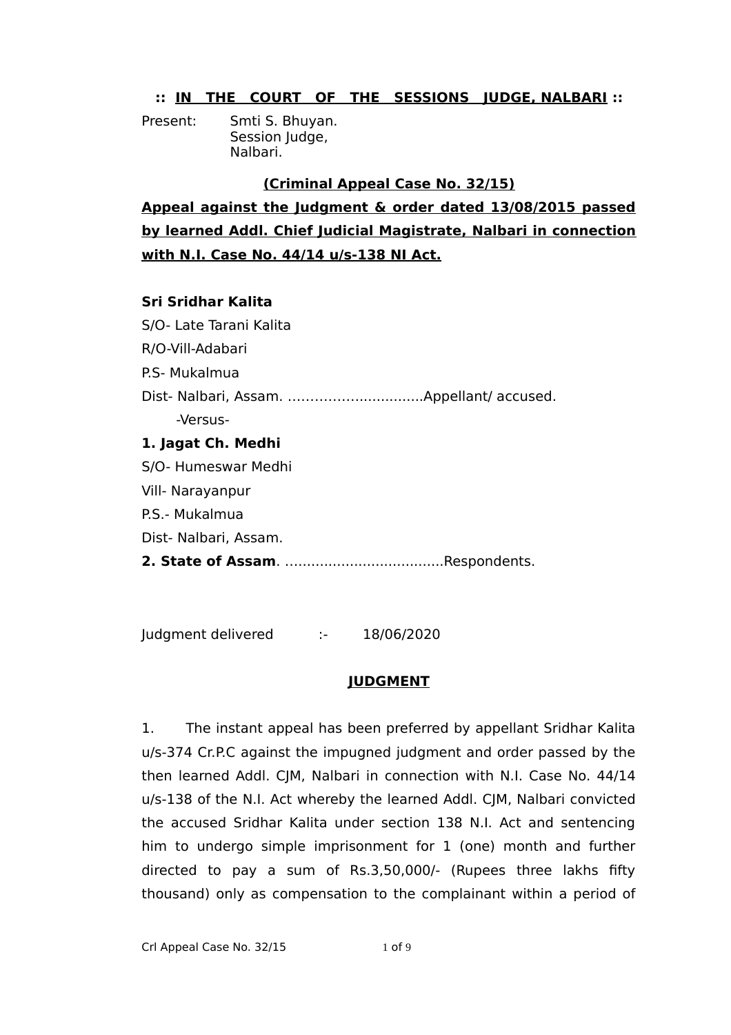**:: <u>IN THE COURT OF THE SESSIONS JUDGE, NALBARI</u> ::**

Present: Smti S. Bhuyan.
Session Judge,
Nalbari.

**<u>(Criminal Appeal Case No. 32/15)</u>**

**<u>Appeal against the Judgment & order dated 13/08/2015 passed by learned Addl. Chief Judicial Magistrate, Nalbari in connection with N.I. Case No. 44/14 u/s-138 NI Act.</u>**

**Sri Sridhar Kalita**
S/O- Late Tarani Kalita
R/O-Vill-Adabari
P.S- Mukalmua
Dist- Nalbari, Assam. ..............................Appellant/ accused.

-Versus-

**1. Jagat Ch. Medhi**
S/O- Humeswar Medhi
Vill- Narayanpur
P.S.- Mukalmua
Dist- Nalbari, Assam.
**2. State of Assam**. ....................................Respondents.

Judgment delivered :- 18/06/2020

## <u>JUDGMENT</u>

1. The instant appeal has been preferred by appellant Sridhar Kalita u/s-374 Cr.P.C against the impugned judgment and order passed by the then learned Addl. CJM, Nalbari in connection with N.I. Case No. 44/14 u/s-138 of the N.I. Act whereby the learned Addl. CJM, Nalbari convicted the accused Sridhar Kalita under section 138 N.I. Act and sentencing him to undergo simple imprisonment for 1 (one) month and further directed to pay a sum of Rs.3,50,000/- (Rupees three lakhs fifty thousand) only as compensation to the complainant within a period of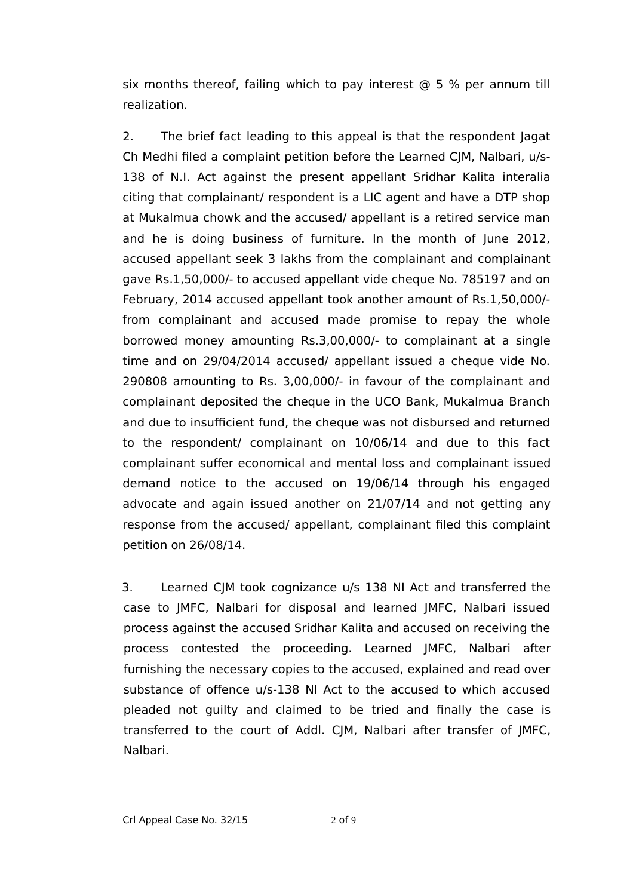six months thereof, failing which to pay interest @ 5 % per annum till realization.

2. The brief fact leading to this appeal is that the respondent Jagat Ch Medhi filed a complaint petition before the Learned CJM, Nalbari, u/s-138 of N.I. Act against the present appellant Sridhar Kalita interalia citing that complainant/ respondent is a LIC agent and have a DTP shop at Mukalmua chowk and the accused/ appellant is a retired service man and he is doing business of furniture. In the month of June 2012, accused appellant seek 3 lakhs from the complainant and complainant gave Rs.1,50,000/- to accused appellant vide cheque No. 785197 and on February, 2014 accused appellant took another amount of Rs.1,50,000/- from complainant and accused made promise to repay the whole borrowed money amounting Rs.3,00,000/- to complainant at a single time and on 29/04/2014 accused/ appellant issued a cheque vide No. 290808 amounting to Rs. 3,00,000/- in favour of the complainant and complainant deposited the cheque in the UCO Bank, Mukalmua Branch and due to insufficient fund, the cheque was not disbursed and returned to the respondent/ complainant on 10/06/14 and due to this fact complainant suffer economical and mental loss and complainant issued demand notice to the accused on 19/06/14 through his engaged advocate and again issued another on 21/07/14 and not getting any response from the accused/ appellant, complainant filed this complaint petition on 26/08/14.

3. Learned CJM took cognizance u/s 138 NI Act and transferred the case to JMFC, Nalbari for disposal and learned JMFC, Nalbari issued process against the accused Sridhar Kalita and accused on receiving the process contested the proceeding. Learned JMFC, Nalbari after furnishing the necessary copies to the accused, explained and read over substance of offence u/s-138 NI Act to the accused to which accused pleaded not guilty and claimed to be tried and finally the case is transferred to the court of Addl. CJM, Nalbari after transfer of JMFC, Nalbari.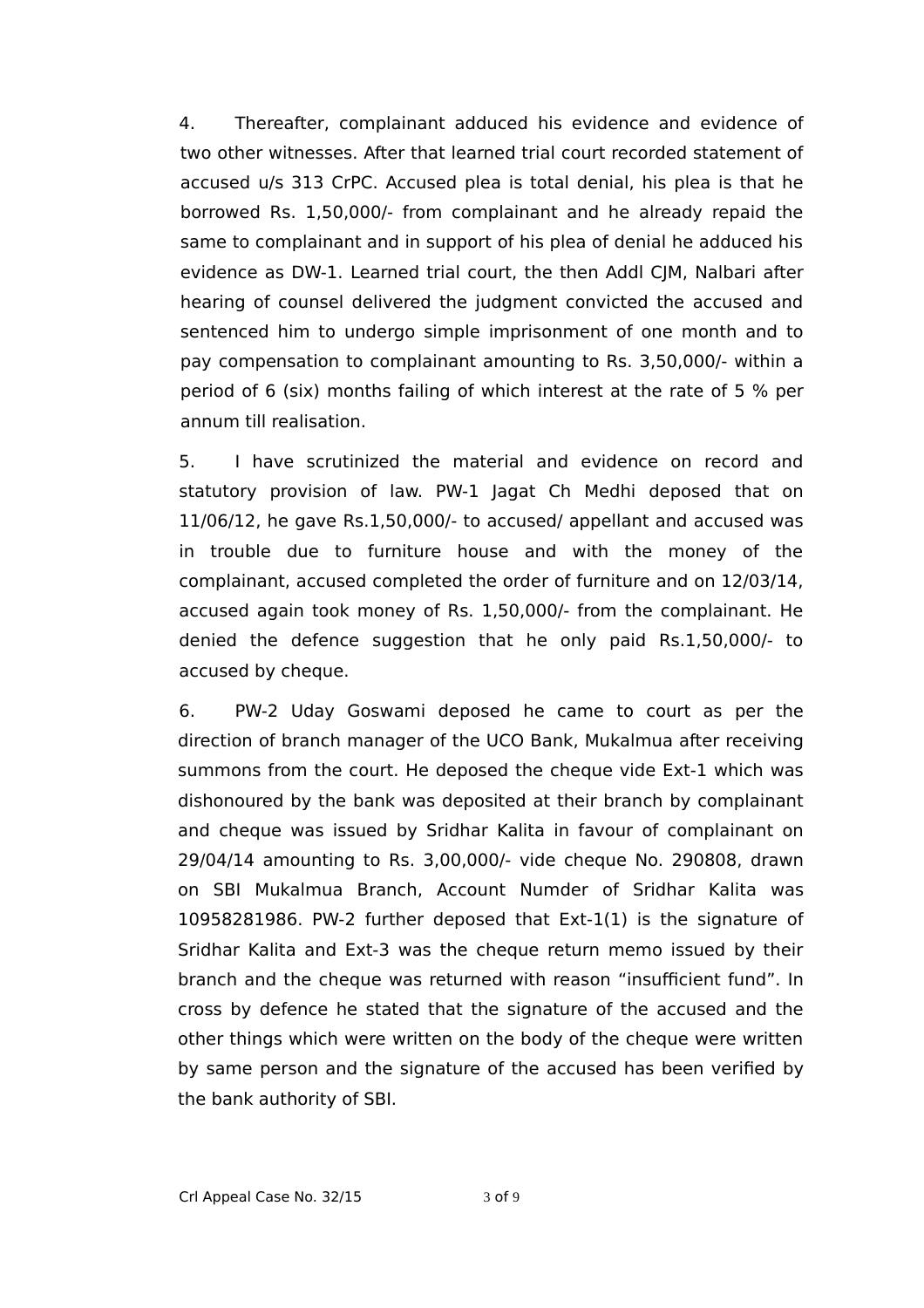4. Thereafter, complainant adduced his evidence and evidence of two other witnesses. After that learned trial court recorded statement of accused u/s 313 CrPC. Accused plea is total denial, his plea is that he borrowed Rs. 1,50,000/- from complainant and he already repaid the same to complainant and in support of his plea of denial he adduced his evidence as DW-1. Learned trial court, the then Addl CJM, Nalbari after hearing of counsel delivered the judgment convicted the accused and sentenced him to undergo simple imprisonment of one month and to pay compensation to complainant amounting to Rs. 3,50,000/- within a period of 6 (six) months failing of which interest at the rate of 5 % per annum till realisation.

5. I have scrutinized the material and evidence on record and statutory provision of law. PW-1 Jagat Ch Medhi deposed that on 11/06/12, he gave Rs.1,50,000/- to accused/ appellant and accused was in trouble due to furniture house and with the money of the complainant, accused completed the order of furniture and on 12/03/14, accused again took money of Rs. 1,50,000/- from the complainant. He denied the defence suggestion that he only paid Rs.1,50,000/- to accused by cheque.

6. PW-2 Uday Goswami deposed he came to court as per the direction of branch manager of the UCO Bank, Mukalmua after receiving summons from the court. He deposed the cheque vide Ext-1 which was dishonoured by the bank was deposited at their branch by complainant and cheque was issued by Sridhar Kalita in favour of complainant on 29/04/14 amounting to Rs. 3,00,000/- vide cheque No. 290808, drawn on SBI Mukalmua Branch, Account Numder of Sridhar Kalita was 10958281986. PW-2 further deposed that Ext-1(1) is the signature of Sridhar Kalita and Ext-3 was the cheque return memo issued by their branch and the cheque was returned with reason "insufficient fund". In cross by defence he stated that the signature of the accused and the other things which were written on the body of the cheque were written by same person and the signature of the accused has been verified by the bank authority of SBI.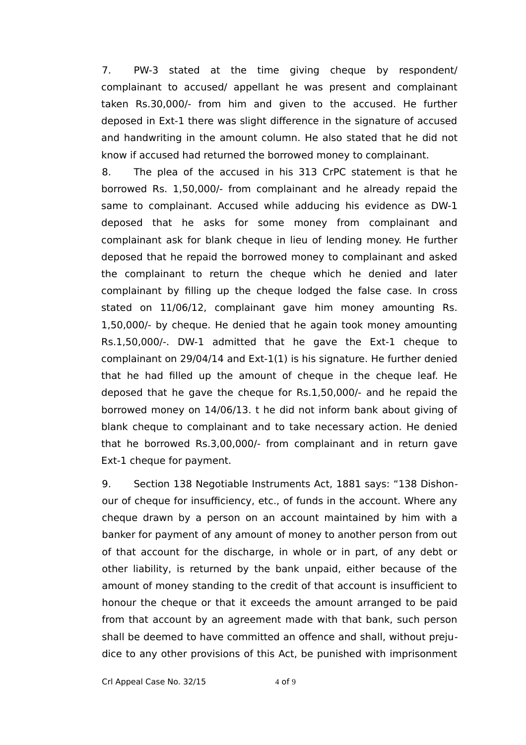7. PW-3 stated at the time giving cheque by respondent/ complainant to accused/ appellant he was present and complainant taken Rs.30,000/- from him and given to the accused. He further deposed in Ext-1 there was slight difference in the signature of accused and handwriting in the amount column. He also stated that he did not know if accused had returned the borrowed money to complainant.

8. The plea of the accused in his 313 CrPC statement is that he borrowed Rs. 1,50,000/- from complainant and he already repaid the same to complainant. Accused while adducing his evidence as DW-1 deposed that he asks for some money from complainant and complainant ask for blank cheque in lieu of lending money. He further deposed that he repaid the borrowed money to complainant and asked the complainant to return the cheque which he denied and later complainant by filling up the cheque lodged the false case. In cross stated on 11/06/12, complainant gave him money amounting Rs. 1,50,000/- by cheque. He denied that he again took money amounting Rs.1,50,000/-. DW-1 admitted that he gave the Ext-1 cheque to complainant on 29/04/14 and Ext-1(1) is his signature. He further denied that he had filled up the amount of cheque in the cheque leaf. He deposed that he gave the cheque for Rs.1,50,000/- and he repaid the borrowed money on 14/06/13. t he did not inform bank about giving of blank cheque to complainant and to take necessary action. He denied that he borrowed Rs.3,00,000/- from complainant and in return gave Ext-1 cheque for payment.

9. Section 138 Negotiable Instruments Act, 1881 says: "138 Dishonour of cheque for insufficiency, etc., of funds in the account. Where any cheque drawn by a person on an account maintained by him with a banker for payment of any amount of money to another person from out of that account for the discharge, in whole or in part, of any debt or other liability, is returned by the bank unpaid, either because of the amount of money standing to the credit of that account is insufficient to honour the cheque or that it exceeds the amount arranged to be paid from that account by an agreement made with that bank, such person shall be deemed to have committed an offence and shall, without prejudice to any other provisions of this Act, be punished with imprisonment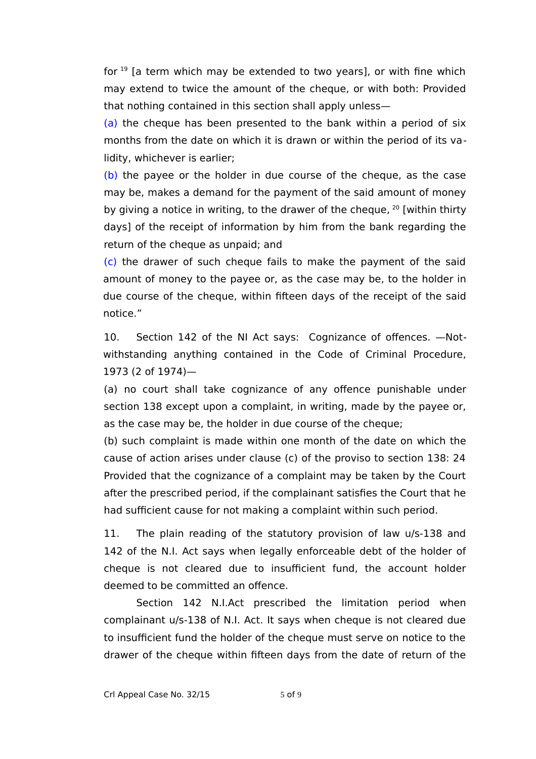for [19] [a term which may be extended to two years], or with fine which may extend to twice the amount of the cheque, or with both: Provided that nothing contained in this section shall apply unless—

(a) the cheque has been presented to the bank within a period of six months from the date on which it is drawn or within the period of its validity, whichever is earlier;

(b) the payee or the holder in due course of the cheque, as the case may be, makes a demand for the payment of the said amount of money by giving a notice in writing, to the drawer of the cheque, [20] [within thirty days] of the receipt of information by him from the bank regarding the return of the cheque as unpaid; and

(c) the drawer of such cheque fails to make the payment of the said amount of money to the payee or, as the case may be, to the holder in due course of the cheque, within fifteen days of the receipt of the said notice."

10. Section 142 of the NI Act says: Cognizance of offences. —Notwithstanding anything contained in the Code of Criminal Procedure, 1973 (2 of 1974)—

(a) no court shall take cognizance of any offence punishable under section 138 except upon a complaint, in writing, made by the payee or, as the case may be, the holder in due course of the cheque;

(b) such complaint is made within one month of the date on which the cause of action arises under clause (c) of the proviso to section 138: 24 Provided that the cognizance of a complaint may be taken by the Court after the prescribed period, if the complainant satisfies the Court that he had sufficient cause for not making a complaint within such period.

11. The plain reading of the statutory provision of law u/s-138 and 142 of the N.I. Act says when legally enforceable debt of the holder of cheque is not cleared due to insufficient fund, the account holder deemed to be committed an offence.

Section 142 N.I.Act prescribed the limitation period when complainant u/s-138 of N.I. Act. It says when cheque is not cleared due to insufficient fund the holder of the cheque must serve on notice to the drawer of the cheque within fifteen days from the date of return of the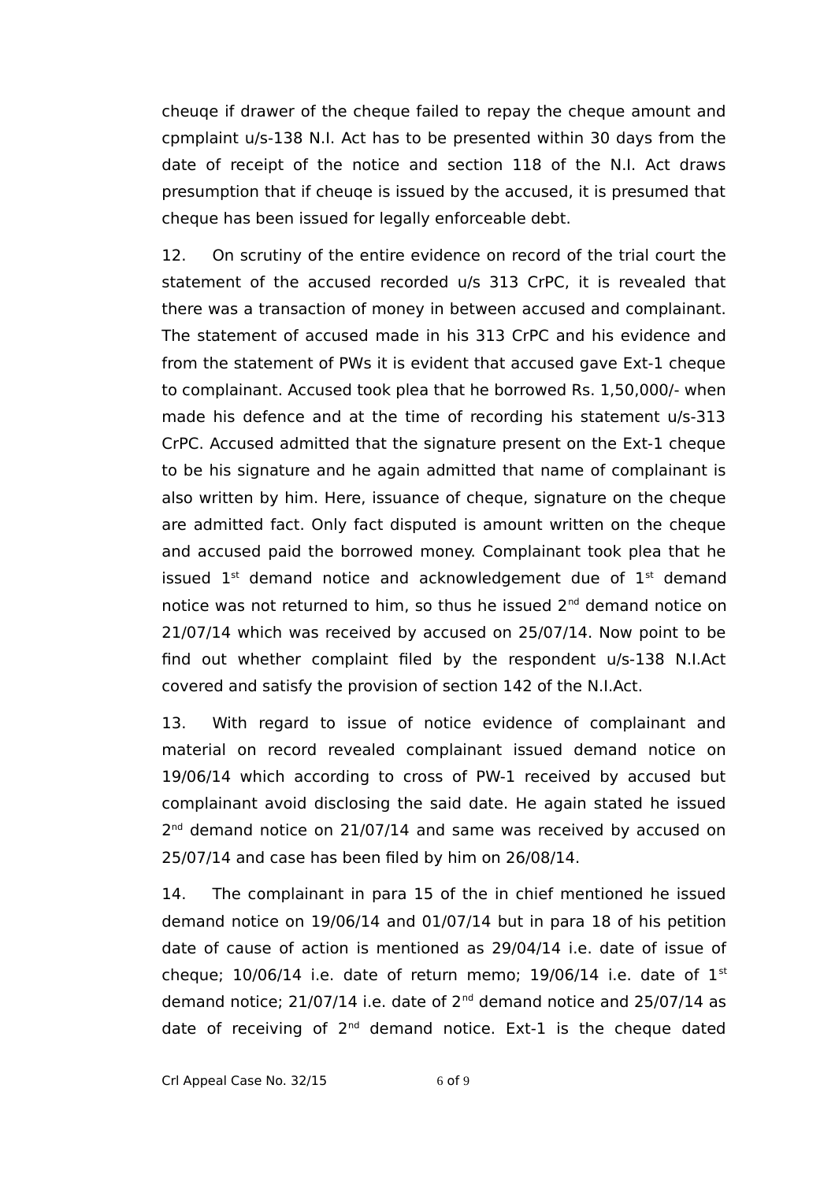cheuqe if drawer of the cheque failed to repay the cheque amount and cpmplaint u/s-138 N.I. Act has to be presented within 30 days from the date of receipt of the notice and section 118 of the N.I. Act draws presumption that if cheuqe is issued by the accused, it is presumed that cheque has been issued for legally enforceable debt.

12. On scrutiny of the entire evidence on record of the trial court the statement of the accused recorded u/s 313 CrPC, it is revealed that there was a transaction of money in between accused and complainant. The statement of accused made in his 313 CrPC and his evidence and from the statement of PWs it is evident that accused gave Ext-1 cheque to complainant. Accused took plea that he borrowed Rs. 1,50,000/- when made his defence and at the time of recording his statement u/s-313 CrPC. Accused admitted that the signature present on the Ext-1 cheque to be his signature and he again admitted that name of complainant is also written by him. Here, issuance of cheque, signature on the cheque are admitted fact. Only fact disputed is amount written on the cheque and accused paid the borrowed money. Complainant took plea that he issued 1st demand notice and acknowledgement due of 1st demand notice was not returned to him, so thus he issued 2nd demand notice on 21/07/14 which was received by accused on 25/07/14. Now point to be find out whether complaint filed by the respondent u/s-138 N.I.Act covered and satisfy the provision of section 142 of the N.I.Act.

13. With regard to issue of notice evidence of complainant and material on record revealed complainant issued demand notice on 19/06/14 which according to cross of PW-1 received by accused but complainant avoid disclosing the said date. He again stated he issued 2nd demand notice on 21/07/14 and same was received by accused on 25/07/14 and case has been filed by him on 26/08/14.

14. The complainant in para 15 of the in chief mentioned he issued demand notice on 19/06/14 and 01/07/14 but in para 18 of his petition date of cause of action is mentioned as 29/04/14 i.e. date of issue of cheque; 10/06/14 i.e. date of return memo; 19/06/14 i.e. date of 1st demand notice; 21/07/14 i.e. date of 2nd demand notice and 25/07/14 as date of receiving of 2nd demand notice. Ext-1 is the cheque dated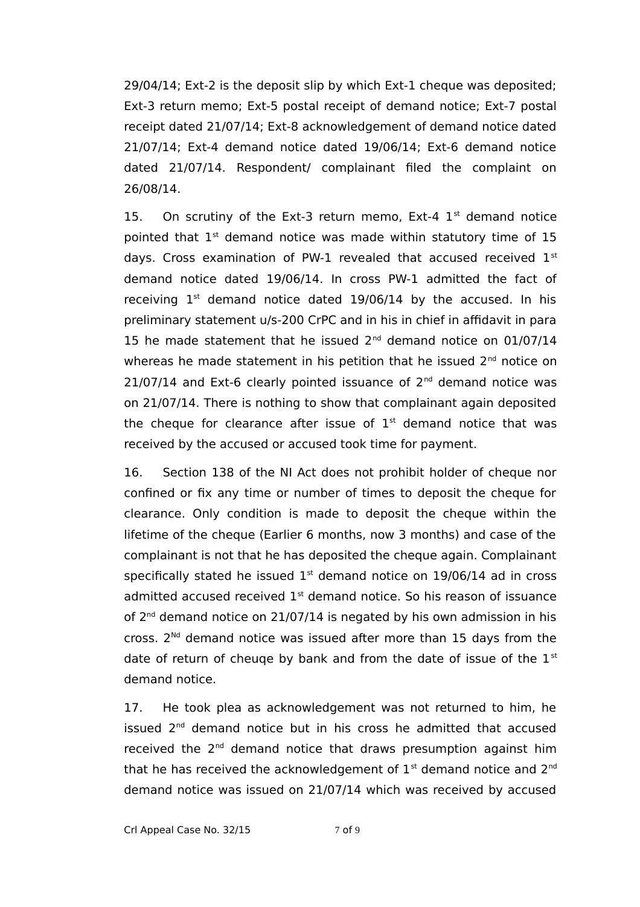29/04/14; Ext-2 is the deposit slip by which Ext-1 cheque was deposited; Ext-3 return memo; Ext-5 postal receipt of demand notice; Ext-7 postal receipt dated 21/07/14; Ext-8 acknowledgement of demand notice dated 21/07/14; Ext-4 demand notice dated 19/06/14; Ext-6 demand notice dated 21/07/14. Respondent/ complainant filed the complaint on 26/08/14.

15. On scrutiny of the Ext-3 return memo, Ext-4 1st demand notice pointed that 1st demand notice was made within statutory time of 15 days. Cross examination of PW-1 revealed that accused received 1st demand notice dated 19/06/14. In cross PW-1 admitted the fact of receiving 1st demand notice dated 19/06/14 by the accused. In his preliminary statement u/s-200 CrPC and in his in chief in affidavit in para 15 he made statement that he issued 2nd demand notice on 01/07/14 whereas he made statement in his petition that he issued 2nd notice on 21/07/14 and Ext-6 clearly pointed issuance of 2nd demand notice was on 21/07/14. There is nothing to show that complainant again deposited the cheque for clearance after issue of 1st demand notice that was received by the accused or accused took time for payment.

16. Section 138 of the NI Act does not prohibit holder of cheque nor confined or fix any time or number of times to deposit the cheque for clearance. Only condition is made to deposit the cheque within the lifetime of the cheque (Earlier 6 months, now 3 months) and case of the complainant is not that he has deposited the cheque again. Complainant specifically stated he issued 1st demand notice on 19/06/14 ad in cross admitted accused received 1st demand notice. So his reason of issuance of 2nd demand notice on 21/07/14 is negated by his own admission in his cross. 2Nd demand notice was issued after more than 15 days from the date of return of cheuqe by bank and from the date of issue of the 1st demand notice.

17. He took plea as acknowledgement was not returned to him, he issued 2nd demand notice but in his cross he admitted that accused received the 2nd demand notice that draws presumption against him that he has received the acknowledgement of 1st demand notice and 2nd demand notice was issued on 21/07/14 which was received by accused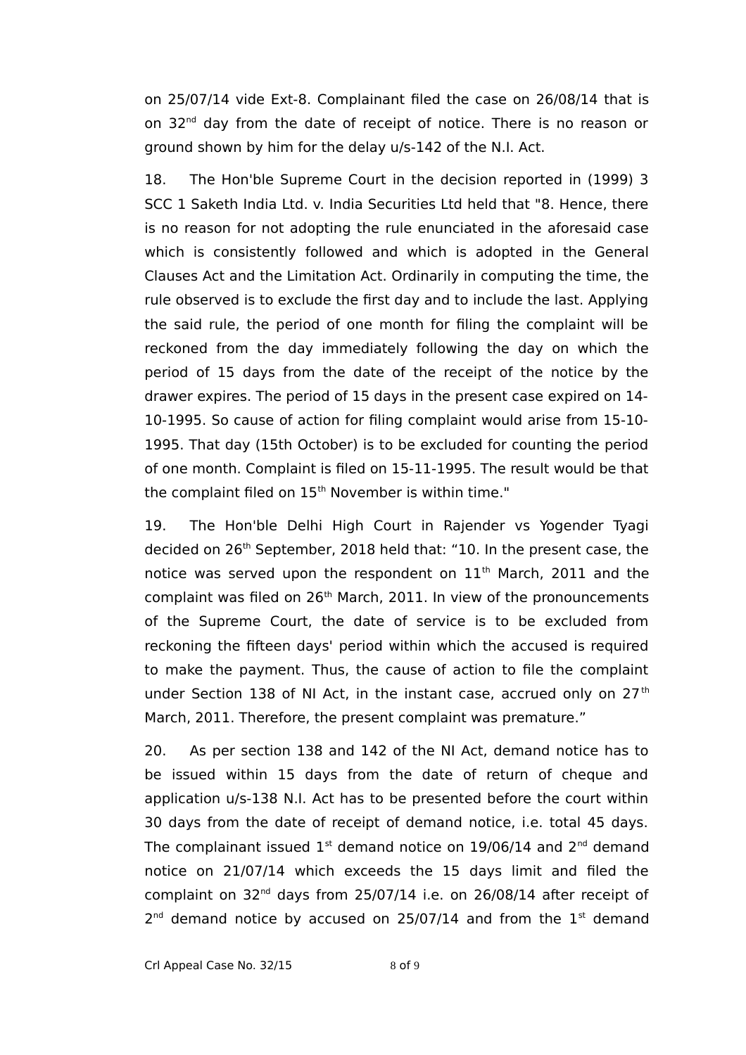on 25/07/14 vide Ext-8. Complainant filed the case on 26/08/14 that is on 32[nd] day from the date of receipt of notice. There is no reason or ground shown by him for the delay u/s-142 of the N.I. Act.

18. The Hon'ble Supreme Court in the decision reported in (1999) 3 SCC 1 Saketh India Ltd. v. India Securities Ltd held that "8. Hence, there is no reason for not adopting the rule enunciated in the aforesaid case which is consistently followed and which is adopted in the General Clauses Act and the Limitation Act. Ordinarily in computing the time, the rule observed is to exclude the first day and to include the last. Applying the said rule, the period of one month for filing the complaint will be reckoned from the day immediately following the day on which the period of 15 days from the date of the receipt of the notice by the drawer expires. The period of 15 days in the present case expired on 14-10-1995. So cause of action for filing complaint would arise from 15-10-1995. That day (15th October) is to be excluded for counting the period of one month. Complaint is filed on 15-11-1995. The result would be that the complaint filed on 15[th] November is within time."

19. The Hon'ble Delhi High Court in Rajender vs Yogender Tyagi decided on 26[th] September, 2018 held that: "10. In the present case, the notice was served upon the respondent on 11[th] March, 2011 and the complaint was filed on 26[th] March, 2011. In view of the pronouncements of the Supreme Court, the date of service is to be excluded from reckoning the fifteen days' period within which the accused is required to make the payment. Thus, the cause of action to file the complaint under Section 138 of NI Act, in the instant case, accrued only on 27[th] March, 2011. Therefore, the present complaint was premature."

20. As per section 138 and 142 of the NI Act, demand notice has to be issued within 15 days from the date of return of cheque and application u/s-138 N.I. Act has to be presented before the court within 30 days from the date of receipt of demand notice, i.e. total 45 days. The complainant issued 1[st] demand notice on 19/06/14 and 2[nd] demand notice on 21/07/14 which exceeds the 15 days limit and filed the complaint on 32[nd] days from 25/07/14 i.e. on 26/08/14 after receipt of 2[nd] demand notice by accused on 25/07/14 and from the 1[st] demand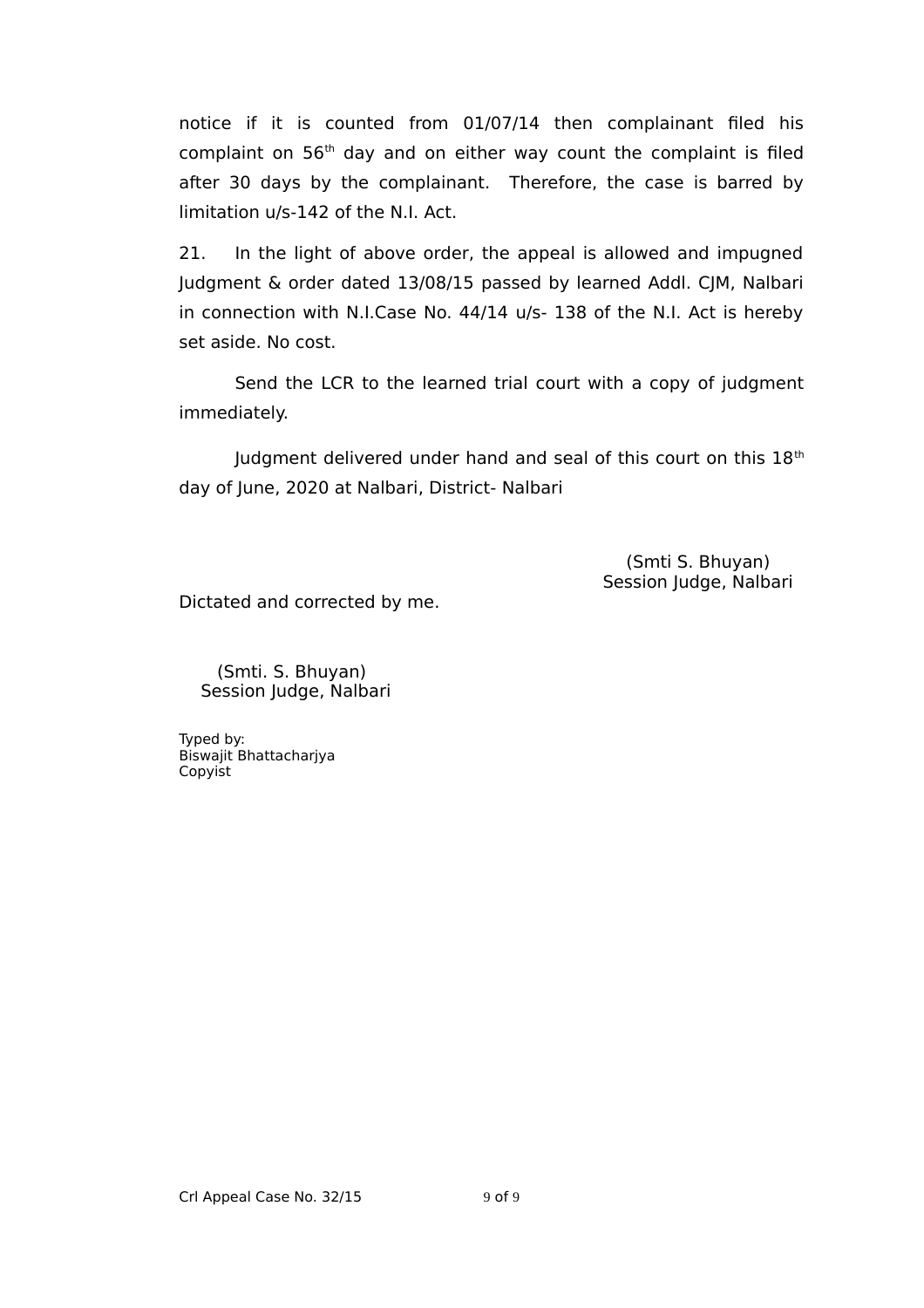notice if it is counted from 01/07/14 then complainant filed his complaint on 56th day and on either way count the complaint is filed after 30 days by the complainant. Therefore, the case is barred by limitation u/s-142 of the N.I. Act.

21. In the light of above order, the appeal is allowed and impugned Judgment & order dated 13/08/15 passed by learned Addl. CJM, Nalbari in connection with N.I.Case No. 44/14 u/s- 138 of the N.I. Act is hereby set aside. No cost.

Send the LCR to the learned trial court with a copy of judgment immediately.

Judgment delivered under hand and seal of this court on this 18th day of June, 2020 at Nalbari, District- Nalbari

(Smti S. Bhuyan)
Session Judge, Nalbari

Dictated and corrected by me.

(Smti. S. Bhuyan)
Session Judge, Nalbari

Typed by:
Biswajit Bhattacharjya
Copyist